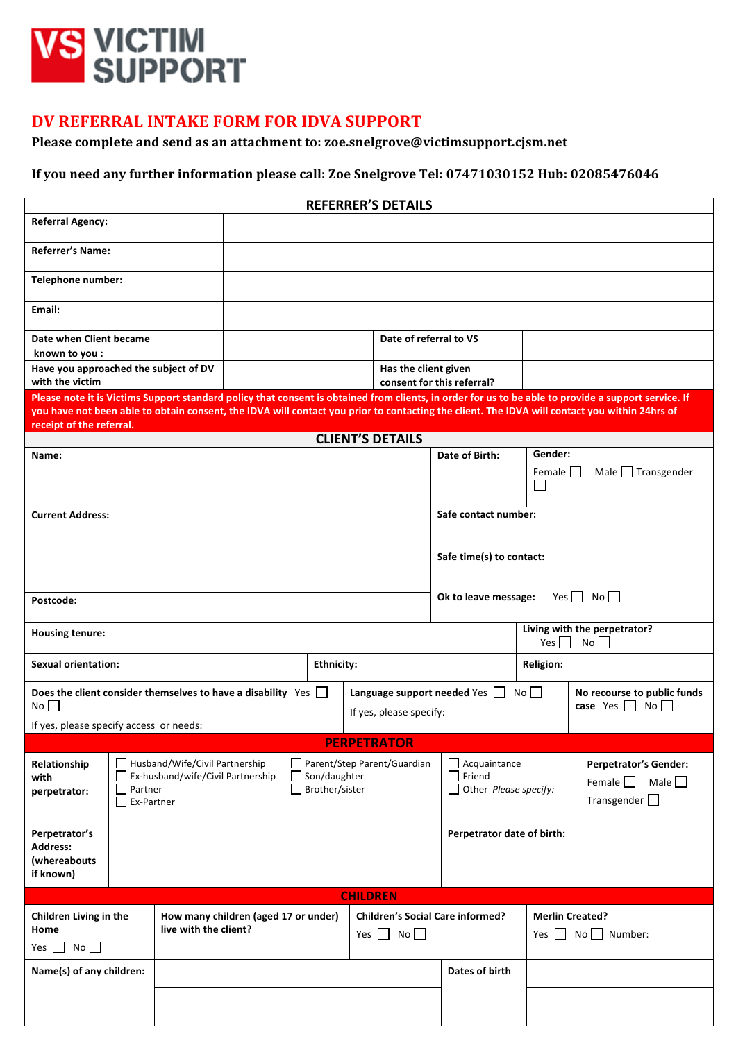VS VICTIM SUPPORT

# DV REFERRAL INTAKE FORM FOR IDVA SUPPORT

**Please complete and send as an attachment to: zoe.snelgrove@victimsupport.cjsm.net**

**If you need any further information please call: Zoe Snelgrove Tel: 07471030152 Hub: 02085476046**

## REFERRER'S DETAILS

| | | | |
|---|---|---|---|
| **Referral Agency:** | | | |
| **Referrer's Name:** | | | |
| **Telephone number:** | | | |
| **Email:** | | | |
| **Date when Client became known to you :** | | **Date of referral to VS** | |
| **Have you approached the subject of DV with the victim** | | **Has the client given consent for this referral?** | |

**Please note it is Victims Support standard policy that consent is obtained from clients, in order for us to be able to provide a support service. If you have not been able to obtain consent, the IDVA will contact you prior to contacting the client. The IDVA will contact you within 24hrs of receipt of the referral.**

## CLIENT'S DETAILS

| | | |
|---|---|---|
| **Name:** | **Date of Birth:** | **Gender:** Female ☐ Male ☐ Transgender ☐ |
| **Current Address:** | **Safe contact number:** <br> **Safe time(s) to contact:** | |
| **Postcode:** | **Ok to leave message:** Yes ☐ No ☐ | |
| **Housing tenure:** | **Living with the perpetrator?** Yes ☐ No ☐ | |
| **Sexual orientation:** | **Ethnicity:** | **Religion:** |
| **Does the client consider themselves to have a disability** Yes ☐ No ☐ <br> If yes, please specify access or needs: | **Language support needed** Yes ☐ No ☐ <br> If yes, please specify: | **No recourse to public funds case** Yes ☐ No ☐ |

## PERPETRATOR

| | | | | |
|---|---|---|---|---|
| **Relationship with perpetrator:** | ☐ Husband/Wife/Civil Partnership <br> ☐ Ex-husband/wife/Civil Partnership <br> ☐ Partner <br> ☐ Ex-Partner | ☐ Parent/Step Parent/Guardian <br> ☐ Son/daughter <br> ☐ Brother/sister | ☐ Acquaintance <br> ☐ Friend <br> ☐ Other *Please specify:* | **Perpetrator's Gender:** <br> Female ☐ Male ☐ <br> Transgender ☐ |
| **Perpetrator's Address: (whereabouts if known)** | | | **Perpetrator date of birth:** | |

## CHILDREN

| | | | |
|---|---|---|---|
| **Children Living in the Home** <br> Yes ☐ No ☐ | **How many children (aged 17 or under) live with the client?** | **Children's Social Care informed?** <br> Yes ☐ No ☐ | **Merlin Created?** <br> Yes ☐ No ☐ Number: |
| **Name(s) of any children:** | | **Dates of birth** | |
| | | | |
| | | | |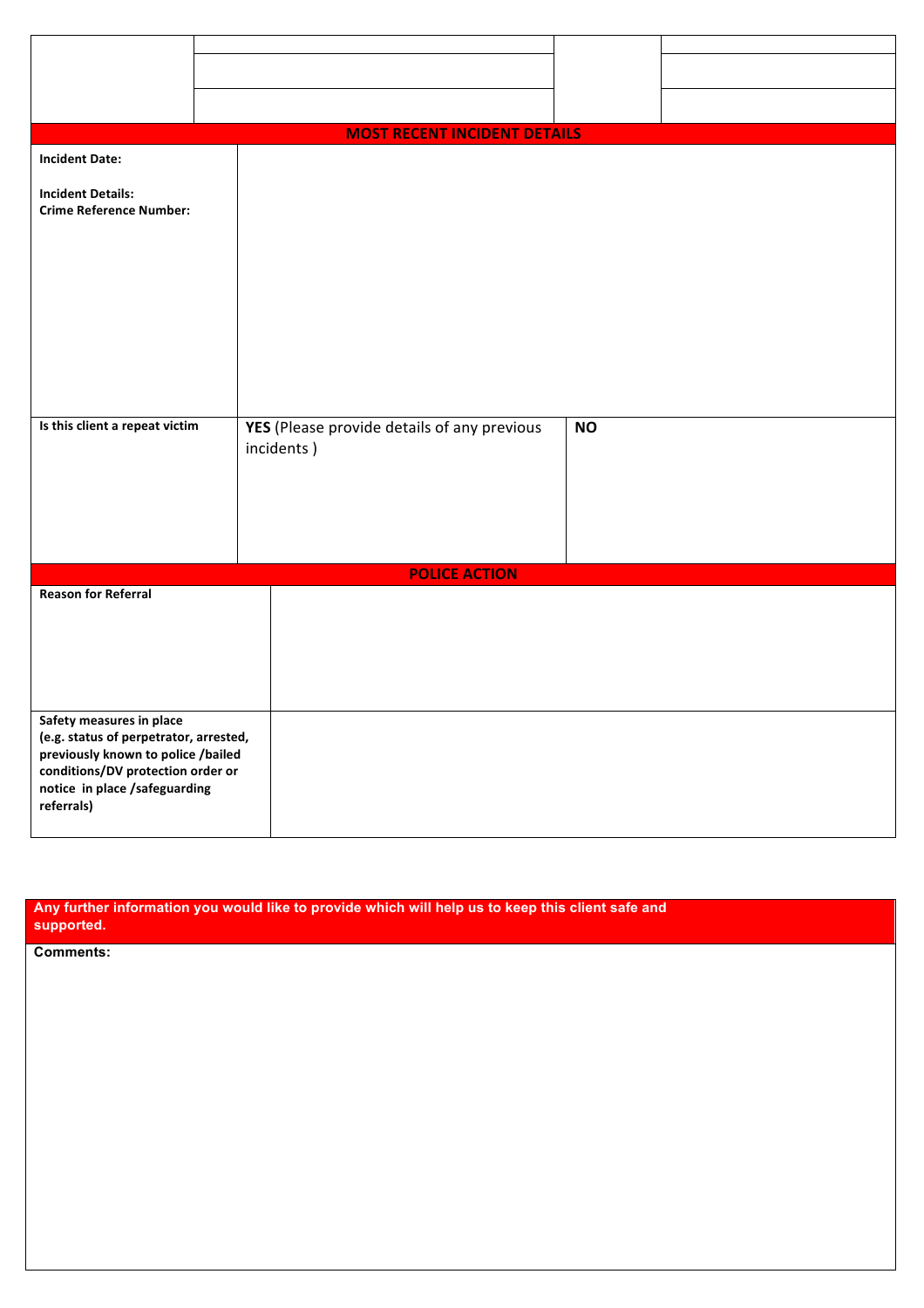| | | | |
|---|---|---|---|
| | | | |
| | | | |
| | | | |

| MOST RECENT INCIDENT DETAILS | | |
|---|---|---|
| **Incident Date:**<br><br>**Incident Details:**<br>**Crime Reference Number:** | | |
| **Is this client a repeat victim** | **YES** (Please provide details of any previous incidents ) | **NO** |

| POLICE ACTION | |
|---|---|
| **Reason for Referral** | |
| **Safety measures in place (e.g. status of perpetrator, arrested, previously known to police /bailed conditions/DV protection order or notice in place /safeguarding referrals)** | |

| Any further information you would like to provide which will help us to keep this client safe and supported. |
|---|
| **Comments:** |